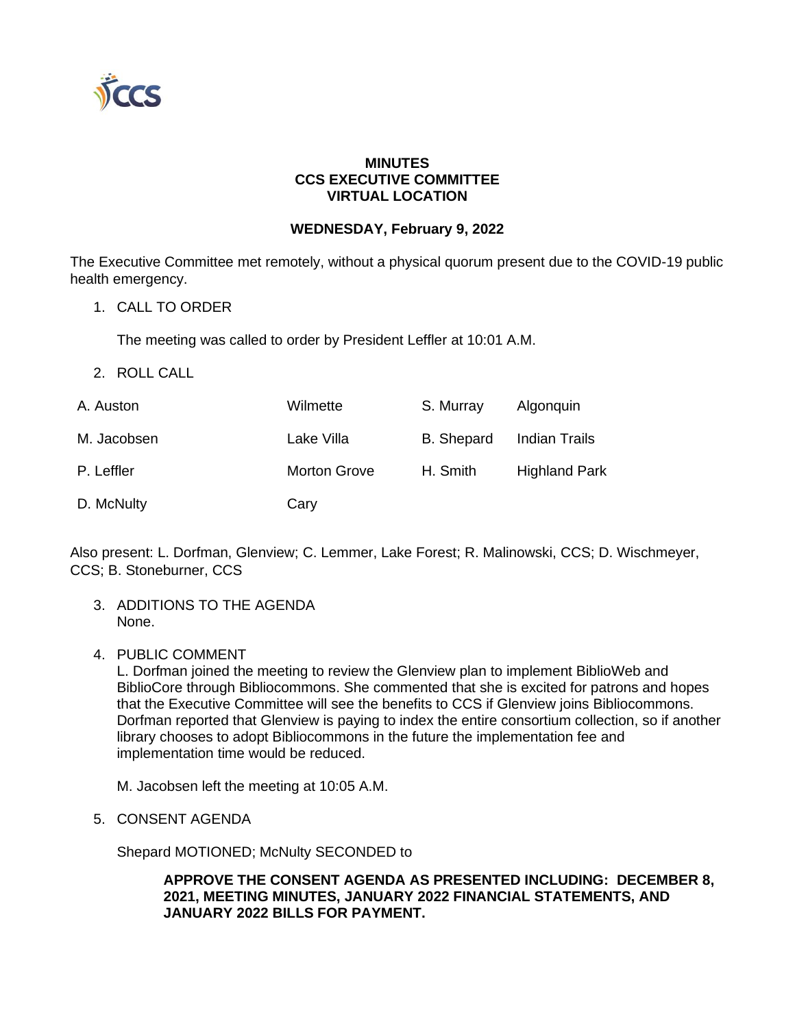**MINUTES**
**CCS EXECUTIVE COMMITTEE**
**VIRTUAL LOCATION**

**WEDNESDAY, February 9, 2022**

The Executive Committee met remotely, without a physical quorum present due to the COVID-19 public health emergency.

1. CALL TO ORDER

   The meeting was called to order by President Leffler at 10:01 A.M.

2. ROLL CALL

| | | | |
|---|---|---|---|
| A. Auston | Wilmette | S. Murray | Algonquin |
| M. Jacobsen | Lake Villa | B. Shepard | Indian Trails |
| P. Leffler | Morton Grove | H. Smith | Highland Park |
| D. McNulty | Cary | | |

Also present: L. Dorfman, Glenview; C. Lemmer, Lake Forest; R. Malinowski, CCS; D. Wischmeyer, CCS; B. Stoneburner, CCS

3. ADDITIONS TO THE AGENDA
   None.

4. PUBLIC COMMENT
   L. Dorfman joined the meeting to review the Glenview plan to implement BiblioWeb and BiblioCore through Bibliocommons. She commented that she is excited for patrons and hopes that the Executive Committee will see the benefits to CCS if Glenview joins Bibliocommons. Dorfman reported that Glenview is paying to index the entire consortium collection, so if another library chooses to adopt Bibliocommons in the future the implementation fee and implementation time would be reduced.

   M. Jacobsen left the meeting at 10:05 A.M.

5. CONSENT AGENDA

   Shepard MOTIONED; McNulty SECONDED to

   > **APPROVE THE CONSENT AGENDA AS PRESENTED INCLUDING: DECEMBER 8, 2021, MEETING MINUTES, JANUARY 2022 FINANCIAL STATEMENTS, AND JANUARY 2022 BILLS FOR PAYMENT.**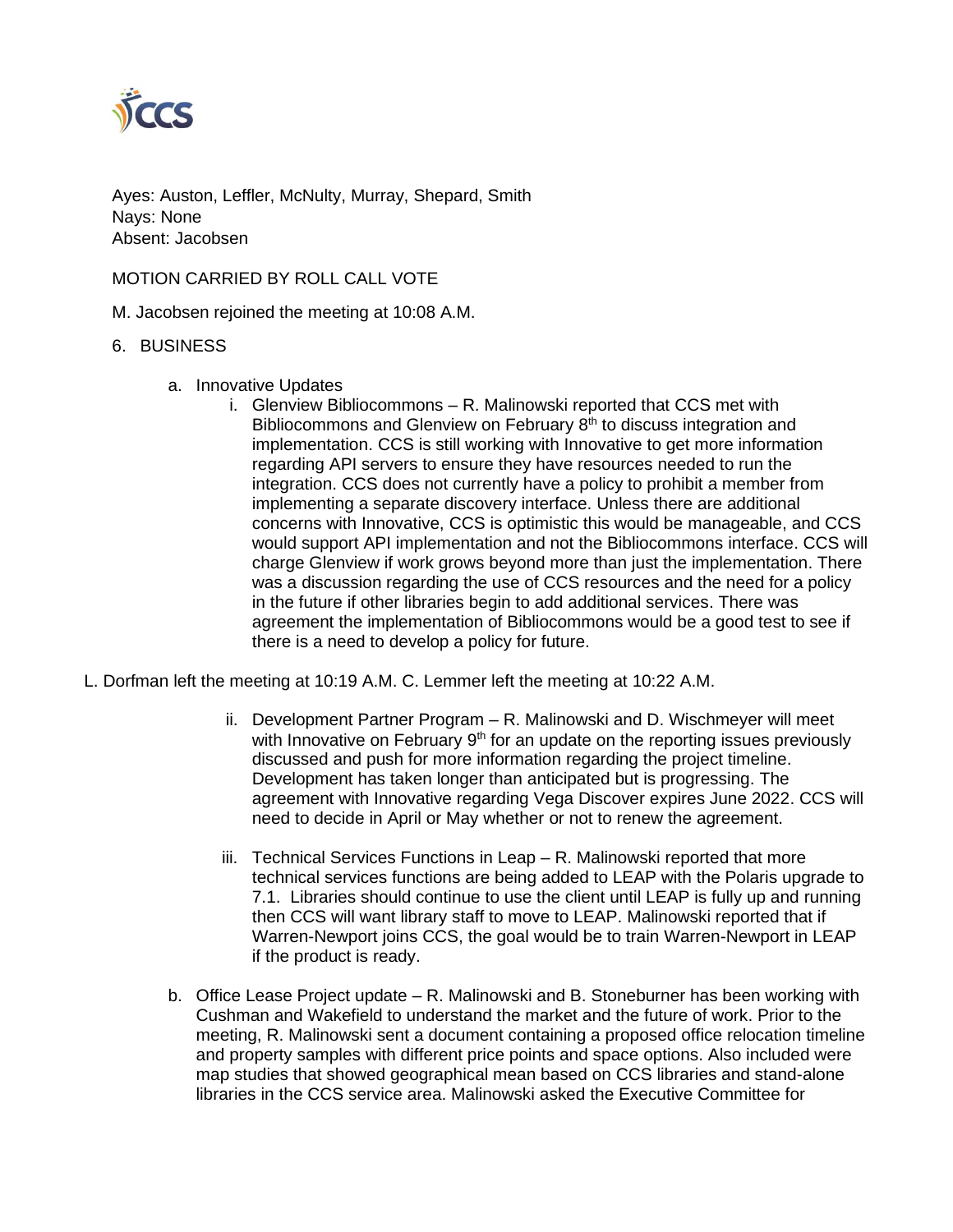Ayes: Auston, Leffler, McNulty, Murray, Shepard, Smith
Nays: None
Absent: Jacobsen

MOTION CARRIED BY ROLL CALL VOTE

M. Jacobsen rejoined the meeting at 10:08 A.M.

6. BUSINESS

   a. Innovative Updates
      i. Glenview Bibliocommons – R. Malinowski reported that CCS met with Bibliocommons and Glenview on February 8th to discuss integration and implementation. CCS is still working with Innovative to get more information regarding API servers to ensure they have resources needed to run the integration. CCS does not currently have a policy to prohibit a member from implementing a separate discovery interface. Unless there are additional concerns with Innovative, CCS is optimistic this would be manageable, and CCS would support API implementation and not the Bibliocommons interface. CCS will charge Glenview if work grows beyond more than just the implementation. There was a discussion regarding the use of CCS resources and the need for a policy in the future if other libraries begin to add additional services. There was agreement the implementation of Bibliocommons would be a good test to see if there is a need to develop a policy for future.

L. Dorfman left the meeting at 10:19 A.M. C. Lemmer left the meeting at 10:22 A.M.

      ii. Development Partner Program – R. Malinowski and D. Wischmeyer will meet with Innovative on February 9th for an update on the reporting issues previously discussed and push for more information regarding the project timeline. Development has taken longer than anticipated but is progressing. The agreement with Innovative regarding Vega Discover expires June 2022. CCS will need to decide in April or May whether or not to renew the agreement.

      iii. Technical Services Functions in Leap – R. Malinowski reported that more technical services functions are being added to LEAP with the Polaris upgrade to 7.1. Libraries should continue to use the client until LEAP is fully up and running then CCS will want library staff to move to LEAP. Malinowski reported that if Warren-Newport joins CCS, the goal would be to train Warren-Newport in LEAP if the product is ready.

   b. Office Lease Project update – R. Malinowski and B. Stoneburner has been working with Cushman and Wakefield to understand the market and the future of work. Prior to the meeting, R. Malinowski sent a document containing a proposed office relocation timeline and property samples with different price points and space options. Also included were map studies that showed geographical mean based on CCS libraries and stand-alone libraries in the CCS service area. Malinowski asked the Executive Committee for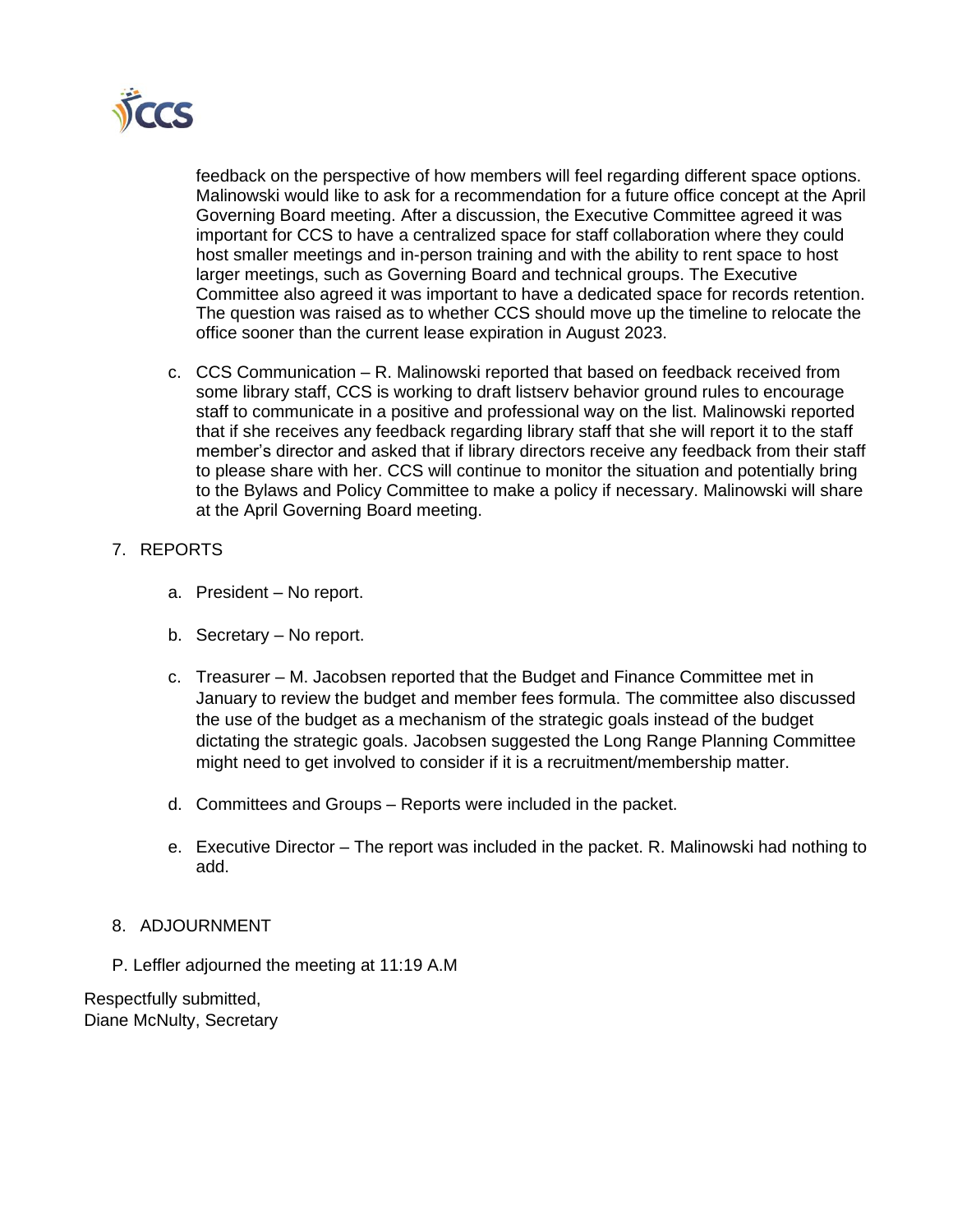feedback on the perspective of how members will feel regarding different space options. Malinowski would like to ask for a recommendation for a future office concept at the April Governing Board meeting. After a discussion, the Executive Committee agreed it was important for CCS to have a centralized space for staff collaboration where they could host smaller meetings and in-person training and with the ability to rent space to host larger meetings, such as Governing Board and technical groups. The Executive Committee also agreed it was important to have a dedicated space for records retention. The question was raised as to whether CCS should move up the timeline to relocate the office sooner than the current lease expiration in August 2023.

c. CCS Communication – R. Malinowski reported that based on feedback received from some library staff, CCS is working to draft listserv behavior ground rules to encourage staff to communicate in a positive and professional way on the list. Malinowski reported that if she receives any feedback regarding library staff that she will report it to the staff member's director and asked that if library directors receive any feedback from their staff to please share with her. CCS will continue to monitor the situation and potentially bring to the Bylaws and Policy Committee to make a policy if necessary. Malinowski will share at the April Governing Board meeting.

7. REPORTS

   a. President – No report.

   b. Secretary – No report.

   c. Treasurer – M. Jacobsen reported that the Budget and Finance Committee met in January to review the budget and member fees formula. The committee also discussed the use of the budget as a mechanism of the strategic goals instead of the budget dictating the strategic goals. Jacobsen suggested the Long Range Planning Committee might need to get involved to consider if it is a recruitment/membership matter.

   d. Committees and Groups – Reports were included in the packet.

   e. Executive Director – The report was included in the packet. R. Malinowski had nothing to add.

8. ADJOURNMENT

P. Leffler adjourned the meeting at 11:19 A.M

Respectfully submitted,
Diane McNulty, Secretary